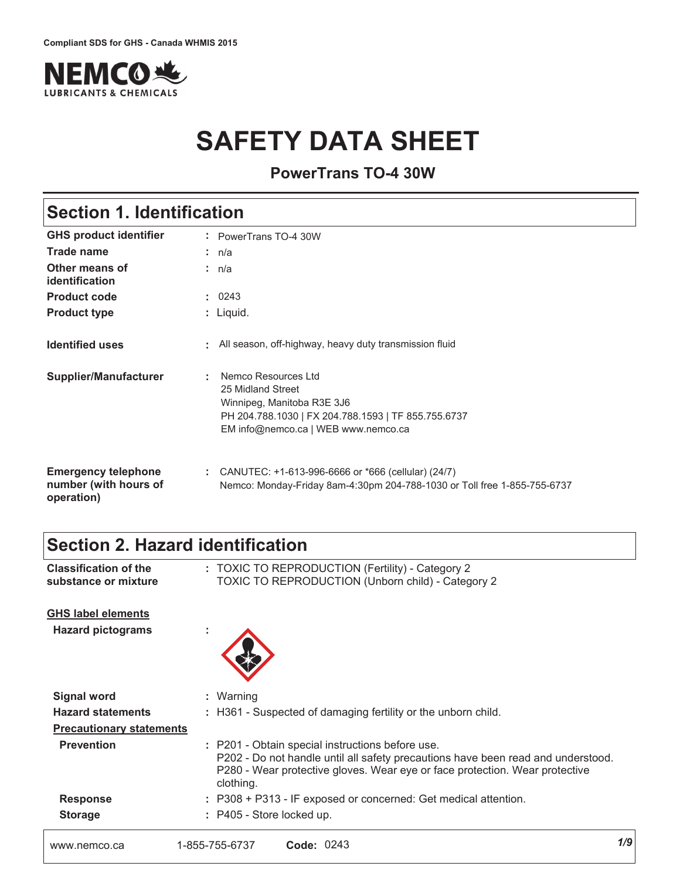Compliant SDS for GHS - Canada WHMIS 2015

# SAFETY DATA SHEET

**PowerTrans TO-4 30W**

## Section 1. Identification

| | |
|---|---|
| **GHS product identifier** | : PowerTrans TO-4 30W |
| **Trade name** | : n/a |
| **Other means of identification** | : n/a |
| **Product code** | : 0243 |
| **Product type** | : Liquid. |
| **Identified uses** | : All season, off-highway, heavy duty transmission fluid |
| **Supplier/Manufacturer** | : Nemco Resources Ltd<br>25 Midland Street<br>Winnipeg, Manitoba R3E 3J6<br>PH 204.788.1030 \| FX 204.788.1593 \| TF 855.755.6737<br>EM info@nemco.ca \| WEB www.nemco.ca |
| **Emergency telephone number (with hours of operation)** | : CANUTEC: +1-613-996-6666 or *666 (cellular) (24/7)<br>Nemco: Monday-Friday 8am-4:30pm 204-788-1030 or Toll free 1-855-755-6737 |

## Section 2. Hazard identification

| | |
|---|---|
| **Classification of the substance or mixture** | : TOXIC TO REPRODUCTION (Fertility) - Category 2<br>TOXIC TO REPRODUCTION (Unborn child) - Category 2 |

**GHS label elements**

| | |
|---|---|
| **Hazard pictograms** | : |
| **Signal word** | : Warning |
| **Hazard statements** | : H361 - Suspected of damaging fertility or the unborn child. |

**Precautionary statements**

| | |
|---|---|
| **Prevention** | : P201 - Obtain special instructions before use.<br>P202 - Do not handle until all safety precautions have been read and understood.<br>P280 - Wear protective gloves. Wear eye or face protection. Wear protective clothing. |
| **Response** | : P308 + P313 - IF exposed or concerned: Get medical attention. |
| **Storage** | : P405 - Store locked up. |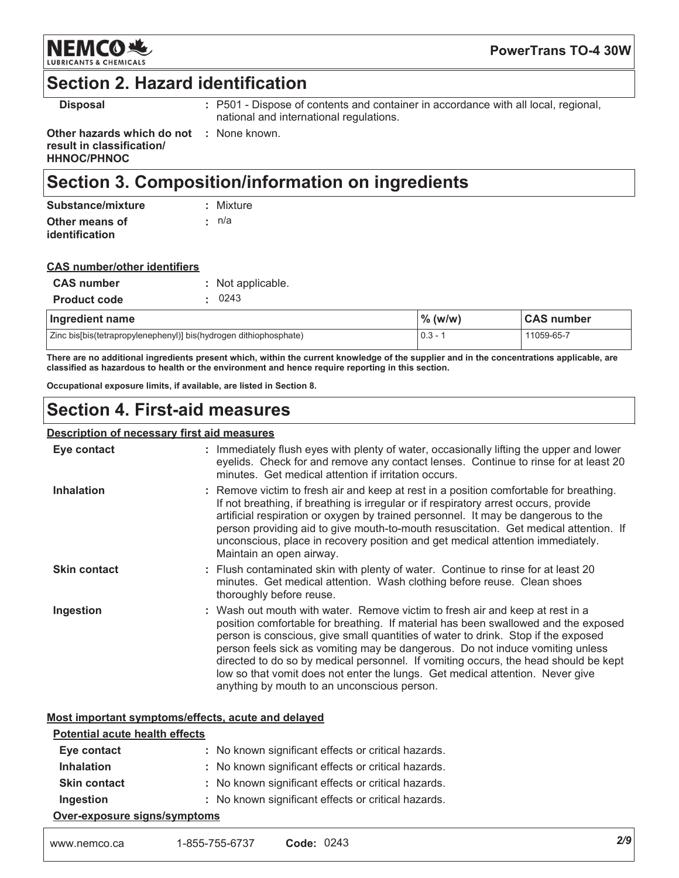## Section 2. Hazard identification

**Disposal** : P501 - Dispose of contents and container in accordance with all local, regional, national and international regulations.

**Other hazards which do not result in classification/ HHNOC/PHNOC** : None known.

## Section 3. Composition/information on ingredients

**Substance/mixture** : Mixture

**Other means of identification** : n/a

**CAS number/other identifiers**

**CAS number** : Not applicable.

**Product code** : 0243

| Ingredient name | % (w/w) | CAS number |
|---|---|---|
| Zinc bis[bis(tetrapropylenephenyl)] bis(hydrogen dithiophosphate) | 0.3 - 1 | 11059-65-7 |

**There are no additional ingredients present which, within the current knowledge of the supplier and in the concentrations applicable, are classified as hazardous to health or the environment and hence require reporting in this section.**

**Occupational exposure limits, if available, are listed in Section 8.**

## Section 4. First-aid measures

**Description of necessary first aid measures**

**Eye contact** : Immediately flush eyes with plenty of water, occasionally lifting the upper and lower eyelids. Check for and remove any contact lenses. Continue to rinse for at least 20 minutes. Get medical attention if irritation occurs.

**Inhalation** : Remove victim to fresh air and keep at rest in a position comfortable for breathing. If not breathing, if breathing is irregular or if respiratory arrest occurs, provide artificial respiration or oxygen by trained personnel. It may be dangerous to the person providing aid to give mouth-to-mouth resuscitation. Get medical attention. If unconscious, place in recovery position and get medical attention immediately. Maintain an open airway.

**Skin contact** : Flush contaminated skin with plenty of water. Continue to rinse for at least 20 minutes. Get medical attention. Wash clothing before reuse. Clean shoes thoroughly before reuse.

**Ingestion** : Wash out mouth with water. Remove victim to fresh air and keep at rest in a position comfortable for breathing. If material has been swallowed and the exposed person is conscious, give small quantities of water to drink. Stop if the exposed person feels sick as vomiting may be dangerous. Do not induce vomiting unless directed to do so by medical personnel. If vomiting occurs, the head should be kept low so that vomit does not enter the lungs. Get medical attention. Never give anything by mouth to an unconscious person.

**Most important symptoms/effects, acute and delayed**

**Potential acute health effects**

**Eye contact** : No known significant effects or critical hazards.

**Inhalation** : No known significant effects or critical hazards.

**Skin contact** : No known significant effects or critical hazards.

**Ingestion** : No known significant effects or critical hazards.

**Over-exposure signs/symptoms**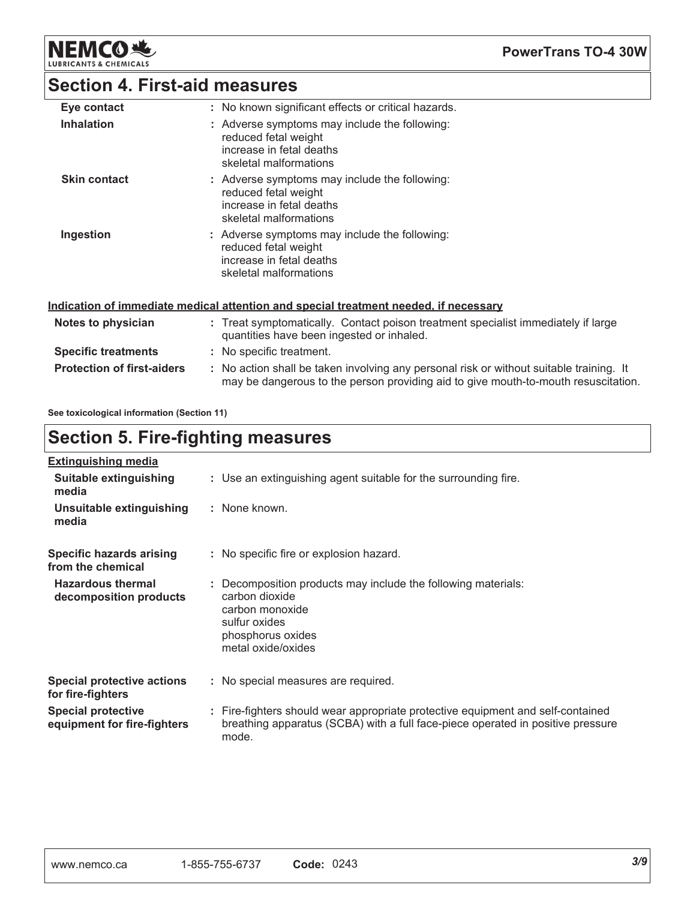## Section 4. First-aid measures

| | |
|---|---|
| **Eye contact** | : No known significant effects or critical hazards. |
| **Inhalation** | : Adverse symptoms may include the following:<br>reduced fetal weight<br>increase in fetal deaths<br>skeletal malformations |
| **Skin contact** | : Adverse symptoms may include the following:<br>reduced fetal weight<br>increase in fetal deaths<br>skeletal malformations |
| **Ingestion** | : Adverse symptoms may include the following:<br>reduced fetal weight<br>increase in fetal deaths<br>skeletal malformations |

**Indication of immediate medical attention and special treatment needed, if necessary**

| | |
|---|---|
| **Notes to physician** | : Treat symptomatically. Contact poison treatment specialist immediately if large quantities have been ingested or inhaled. |
| **Specific treatments** | : No specific treatment. |
| **Protection of first-aiders** | : No action shall be taken involving any personal risk or without suitable training. It may be dangerous to the person providing aid to give mouth-to-mouth resuscitation. |

**See toxicological information (Section 11)**

## Section 5. Fire-fighting measures

**Extinguishing media**

| | |
|---|---|
| **Suitable extinguishing media** | : Use an extinguishing agent suitable for the surrounding fire. |
| **Unsuitable extinguishing media** | : None known. |
| **Specific hazards arising from the chemical** | : No specific fire or explosion hazard. |
| **Hazardous thermal decomposition products** | : Decomposition products may include the following materials:<br>carbon dioxide<br>carbon monoxide<br>sulfur oxides<br>phosphorus oxides<br>metal oxide/oxides |
| **Special protective actions for fire-fighters** | : No special measures are required. |
| **Special protective equipment for fire-fighters** | : Fire-fighters should wear appropriate protective equipment and self-contained breathing apparatus (SCBA) with a full face-piece operated in positive pressure mode. |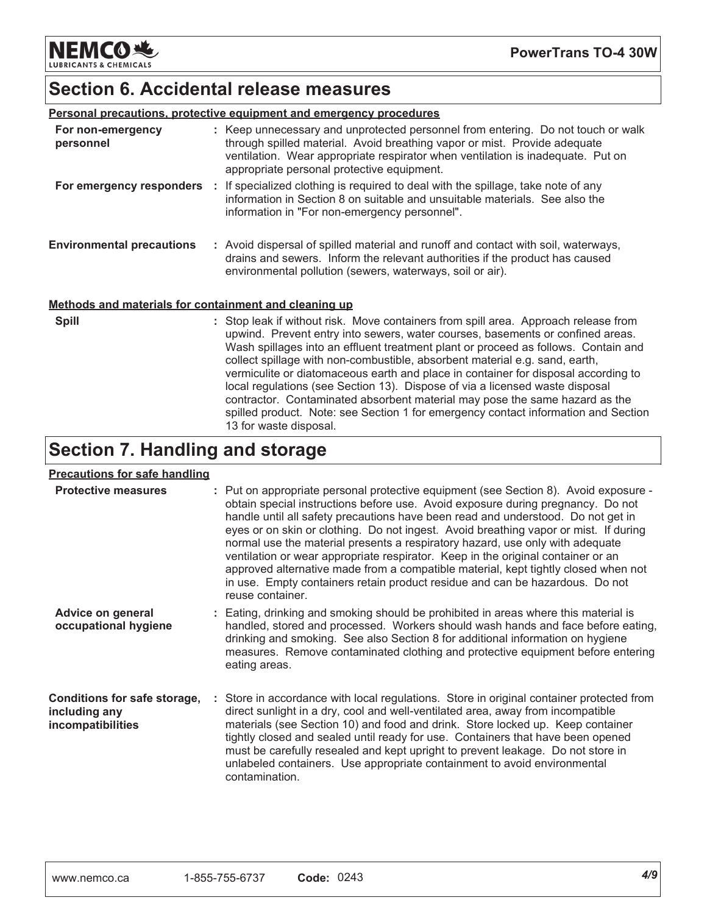## Section 6. Accidental release measures

**Personal precautions, protective equipment and emergency procedures**

**For non-emergency personnel** : Keep unnecessary and unprotected personnel from entering. Do not touch or walk through spilled material. Avoid breathing vapor or mist. Provide adequate ventilation. Wear appropriate respirator when ventilation is inadequate. Put on appropriate personal protective equipment.

**For emergency responders** : If specialized clothing is required to deal with the spillage, take note of any information in Section 8 on suitable and unsuitable materials. See also the information in "For non-emergency personnel".

**Environmental precautions** : Avoid dispersal of spilled material and runoff and contact with soil, waterways, drains and sewers. Inform the relevant authorities if the product has caused environmental pollution (sewers, waterways, soil or air).

**Methods and materials for containment and cleaning up**

**Spill** : Stop leak if without risk. Move containers from spill area. Approach release from upwind. Prevent entry into sewers, water courses, basements or confined areas. Wash spillages into an effluent treatment plant or proceed as follows. Contain and collect spillage with non-combustible, absorbent material e.g. sand, earth, vermiculite or diatomaceous earth and place in container for disposal according to local regulations (see Section 13). Dispose of via a licensed waste disposal contractor. Contaminated absorbent material may pose the same hazard as the spilled product. Note: see Section 1 for emergency contact information and Section 13 for waste disposal.

## Section 7. Handling and storage

**Precautions for safe handling**

**Protective measures** : Put on appropriate personal protective equipment (see Section 8). Avoid exposure - obtain special instructions before use. Avoid exposure during pregnancy. Do not handle until all safety precautions have been read and understood. Do not get in eyes or on skin or clothing. Do not ingest. Avoid breathing vapor or mist. If during normal use the material presents a respiratory hazard, use only with adequate ventilation or wear appropriate respirator. Keep in the original container or an approved alternative made from a compatible material, kept tightly closed when not in use. Empty containers retain product residue and can be hazardous. Do not reuse container.

**Advice on general occupational hygiene** : Eating, drinking and smoking should be prohibited in areas where this material is handled, stored and processed. Workers should wash hands and face before eating, drinking and smoking. See also Section 8 for additional information on hygiene measures. Remove contaminated clothing and protective equipment before entering eating areas.

**Conditions for safe storage, including any incompatibilities** : Store in accordance with local regulations. Store in original container protected from direct sunlight in a dry, cool and well-ventilated area, away from incompatible materials (see Section 10) and food and drink. Store locked up. Keep container tightly closed and sealed until ready for use. Containers that have been opened must be carefully resealed and kept upright to prevent leakage. Do not store in unlabeled containers. Use appropriate containment to avoid environmental contamination.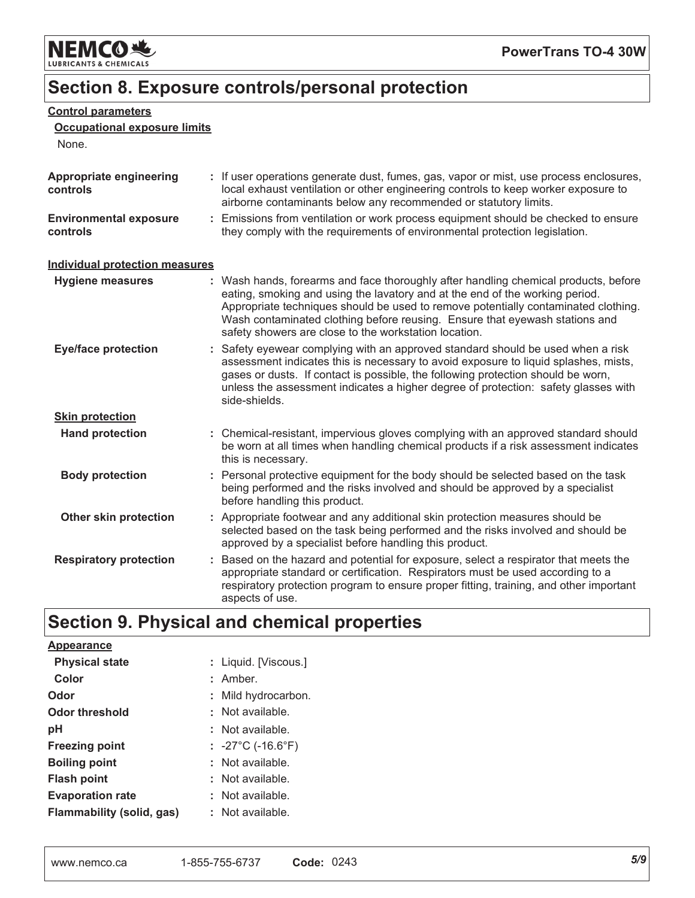## Section 8. Exposure controls/personal protection

**Control parameters**

**Occupational exposure limits**

None.

| | |
|---|---|
| **Appropriate engineering controls** | : If user operations generate dust, fumes, gas, vapor or mist, use process enclosures, local exhaust ventilation or other engineering controls to keep worker exposure to airborne contaminants below any recommended or statutory limits. |
| **Environmental exposure controls** | : Emissions from ventilation or work process equipment should be checked to ensure they comply with the requirements of environmental protection legislation. |

**Individual protection measures**

| | |
|---|---|
| **Hygiene measures** | : Wash hands, forearms and face thoroughly after handling chemical products, before eating, smoking and using the lavatory and at the end of the working period. Appropriate techniques should be used to remove potentially contaminated clothing. Wash contaminated clothing before reusing. Ensure that eyewash stations and safety showers are close to the workstation location. |
| **Eye/face protection** | : Safety eyewear complying with an approved standard should be used when a risk assessment indicates this is necessary to avoid exposure to liquid splashes, mists, gases or dusts. If contact is possible, the following protection should be worn, unless the assessment indicates a higher degree of protection: safety glasses with side-shields. |

**Skin protection**

| | |
|---|---|
| **Hand protection** | : Chemical-resistant, impervious gloves complying with an approved standard should be worn at all times when handling chemical products if a risk assessment indicates this is necessary. |
| **Body protection** | : Personal protective equipment for the body should be selected based on the task being performed and the risks involved and should be approved by a specialist before handling this product. |
| **Other skin protection** | : Appropriate footwear and any additional skin protection measures should be selected based on the task being performed and the risks involved and should be approved by a specialist before handling this product. |
| **Respiratory protection** | : Based on the hazard and potential for exposure, select a respirator that meets the appropriate standard or certification. Respirators must be used according to a respiratory protection program to ensure proper fitting, training, and other important aspects of use. |

## Section 9. Physical and chemical properties

**Appearance**

| | |
|---|---|
| **Physical state** | : Liquid. [Viscous.] |
| **Color** | : Amber. |
| **Odor** | : Mild hydrocarbon. |
| **Odor threshold** | : Not available. |
| **pH** | : Not available. |
| **Freezing point** | : -27°C (-16.6°F) |
| **Boiling point** | : Not available. |
| **Flash point** | : Not available. |
| **Evaporation rate** | : Not available. |
| **Flammability (solid, gas)** | : Not available. |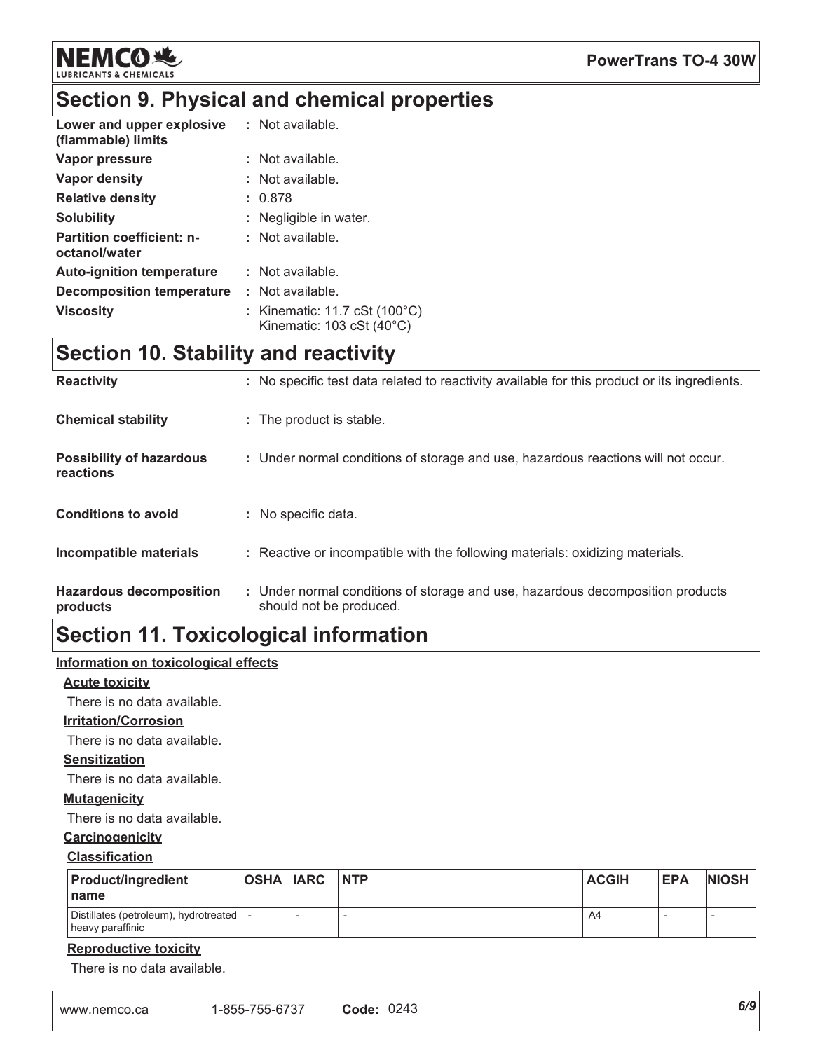## Section 9. Physical and chemical properties

| | |
|---|---|
| **Lower and upper explosive (flammable) limits** | : Not available. |
| **Vapor pressure** | : Not available. |
| **Vapor density** | : Not available. |
| **Relative density** | : 0.878 |
| **Solubility** | : Negligible in water. |
| **Partition coefficient: n-octanol/water** | : Not available. |
| **Auto-ignition temperature** | : Not available. |
| **Decomposition temperature** | : Not available. |
| **Viscosity** | : Kinematic: 11.7 cSt (100°C)<br>Kinematic: 103 cSt (40°C) |

## Section 10. Stability and reactivity

| | |
|---|---|
| **Reactivity** | : No specific test data related to reactivity available for this product or its ingredients. |
| **Chemical stability** | : The product is stable. |
| **Possibility of hazardous reactions** | : Under normal conditions of storage and use, hazardous reactions will not occur. |
| **Conditions to avoid** | : No specific data. |
| **Incompatible materials** | : Reactive or incompatible with the following materials: oxidizing materials. |
| **Hazardous decomposition products** | : Under normal conditions of storage and use, hazardous decomposition products should not be produced. |

## Section 11. Toxicological information

**Information on toxicological effects**

**Acute toxicity**

There is no data available.

**Irritation/Corrosion**

There is no data available.

**Sensitization**

There is no data available.

**Mutagenicity**

There is no data available.

**Carcinogenicity**

**Classification**

| Product/ingredient name | OSHA | IARC | NTP | ACGIH | EPA | NIOSH |
|---|---|---|---|---|---|---|
| Distillates (petroleum), hydrotreated heavy paraffinic | - | - | - | A4 | - | - |

**Reproductive toxicity**

There is no data available.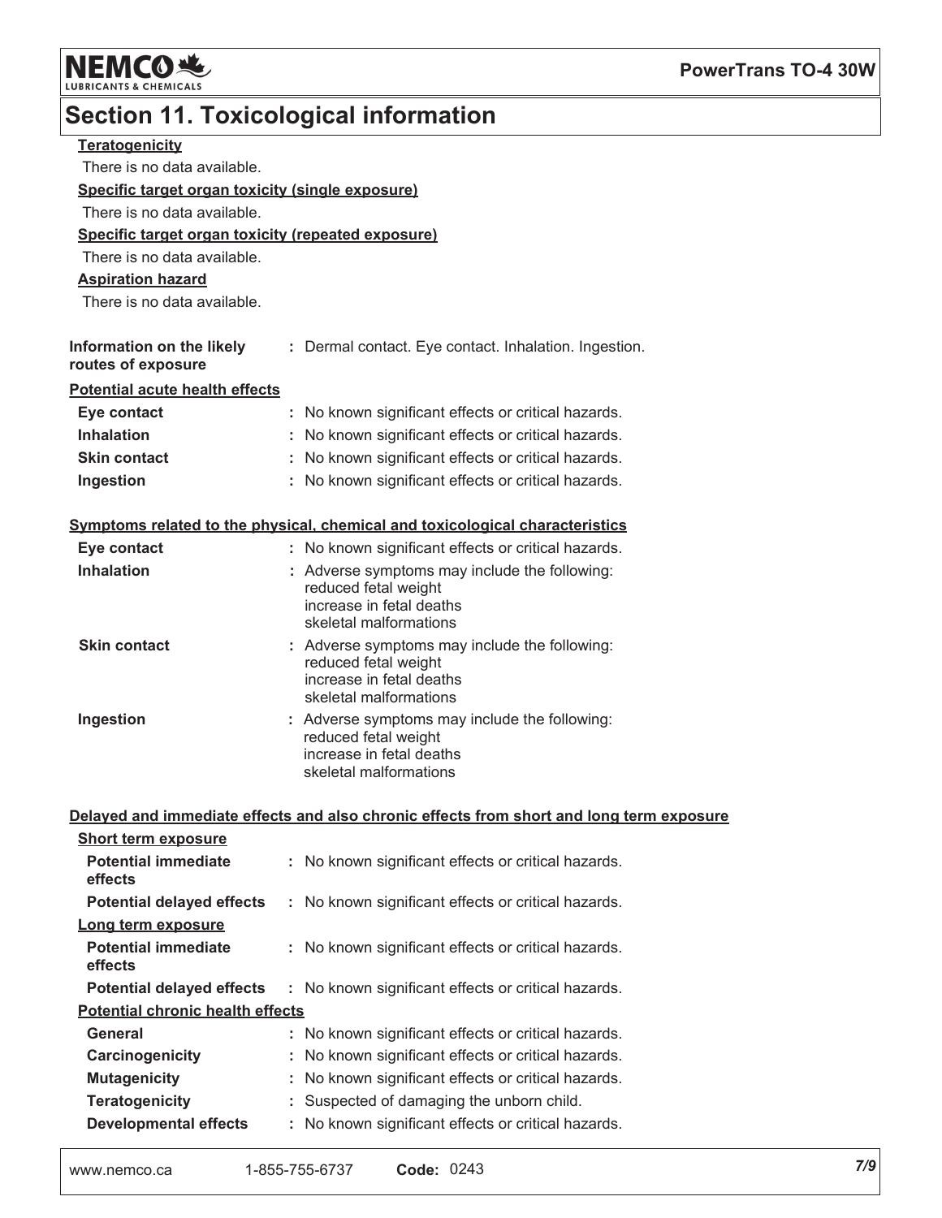## Section 11. Toxicological information

**Teratogenicity**

There is no data available.

**Specific target organ toxicity (single exposure)**

There is no data available.

**Specific target organ toxicity (repeated exposure)**

There is no data available.

**Aspiration hazard**

There is no data available.

**Information on the likely routes of exposure** : Dermal contact. Eye contact. Inhalation. Ingestion.

**Potential acute health effects**

| | |
|---|---|
| **Eye contact** | : No known significant effects or critical hazards. |
| **Inhalation** | : No known significant effects or critical hazards. |
| **Skin contact** | : No known significant effects or critical hazards. |
| **Ingestion** | : No known significant effects or critical hazards. |

**Symptoms related to the physical, chemical and toxicological characteristics**

| | |
|---|---|
| **Eye contact** | : No known significant effects or critical hazards. |
| **Inhalation** | : Adverse symptoms may include the following:<br>reduced fetal weight<br>increase in fetal deaths<br>skeletal malformations |
| **Skin contact** | : Adverse symptoms may include the following:<br>reduced fetal weight<br>increase in fetal deaths<br>skeletal malformations |
| **Ingestion** | : Adverse symptoms may include the following:<br>reduced fetal weight<br>increase in fetal deaths<br>skeletal malformations |

**Delayed and immediate effects and also chronic effects from short and long term exposure**

**Short term exposure**

| | |
|---|---|
| **Potential immediate effects** | : No known significant effects or critical hazards. |
| **Potential delayed effects** | : No known significant effects or critical hazards. |

**Long term exposure**

| | |
|---|---|
| **Potential immediate effects** | : No known significant effects or critical hazards. |
| **Potential delayed effects** | : No known significant effects or critical hazards. |

**Potential chronic health effects**

| | |
|---|---|
| **General** | : No known significant effects or critical hazards. |
| **Carcinogenicity** | : No known significant effects or critical hazards. |
| **Mutagenicity** | : No known significant effects or critical hazards. |
| **Teratogenicity** | : Suspected of damaging the unborn child. |
| **Developmental effects** | : No known significant effects or critical hazards. |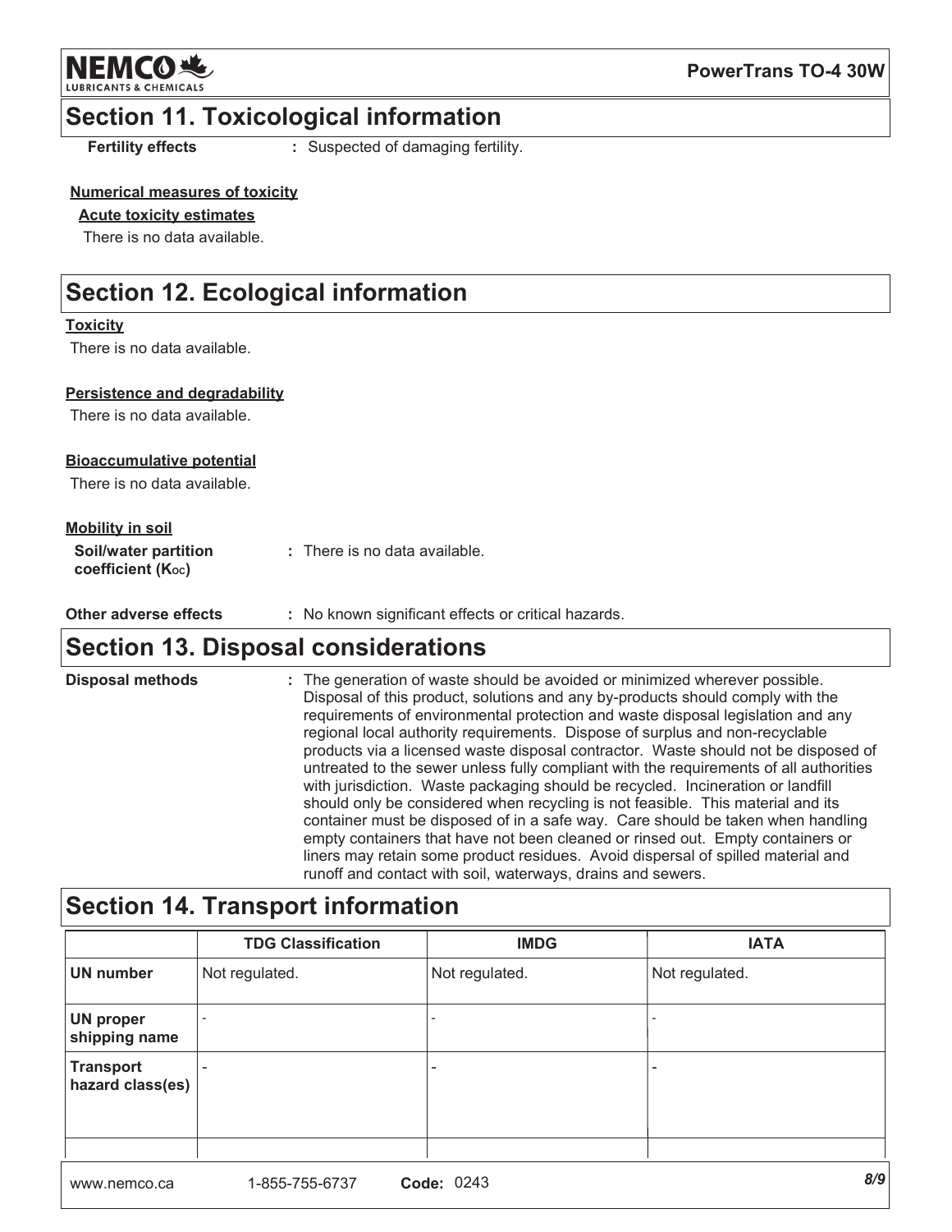## Section 11. Toxicological information

**Fertility effects** : Suspected of damaging fertility.

**Numerical measures of toxicity**

**Acute toxicity estimates**

There is no data available.

## Section 12. Ecological information

**Toxicity**

There is no data available.

**Persistence and degradability**

There is no data available.

**Bioaccumulative potential**

There is no data available.

**Mobility in soil**

**Soil/water partition coefficient ($K_{OC}$)** : There is no data available.

**Other adverse effects** : No known significant effects or critical hazards.

## Section 13. Disposal considerations

**Disposal methods** : The generation of waste should be avoided or minimized wherever possible. Disposal of this product, solutions and any by-products should comply with the requirements of environmental protection and waste disposal legislation and any regional local authority requirements. Dispose of surplus and non-recyclable products via a licensed waste disposal contractor. Waste should not be disposed of untreated to the sewer unless fully compliant with the requirements of all authorities with jurisdiction. Waste packaging should be recycled. Incineration or landfill should only be considered when recycling is not feasible. This material and its container must be disposed of in a safe way. Care should be taken when handling empty containers that have not been cleaned or rinsed out. Empty containers or liners may retain some product residues. Avoid dispersal of spilled material and runoff and contact with soil, waterways, drains and sewers.

## Section 14. Transport information

| | TDG Classification | IMDG | IATA |
|---|---|---|---|
| **UN number** | Not regulated. | Not regulated. | Not regulated. |
| **UN proper shipping name** | - | - | - |
| **Transport hazard class(es)** | - | - | - |
| | | | |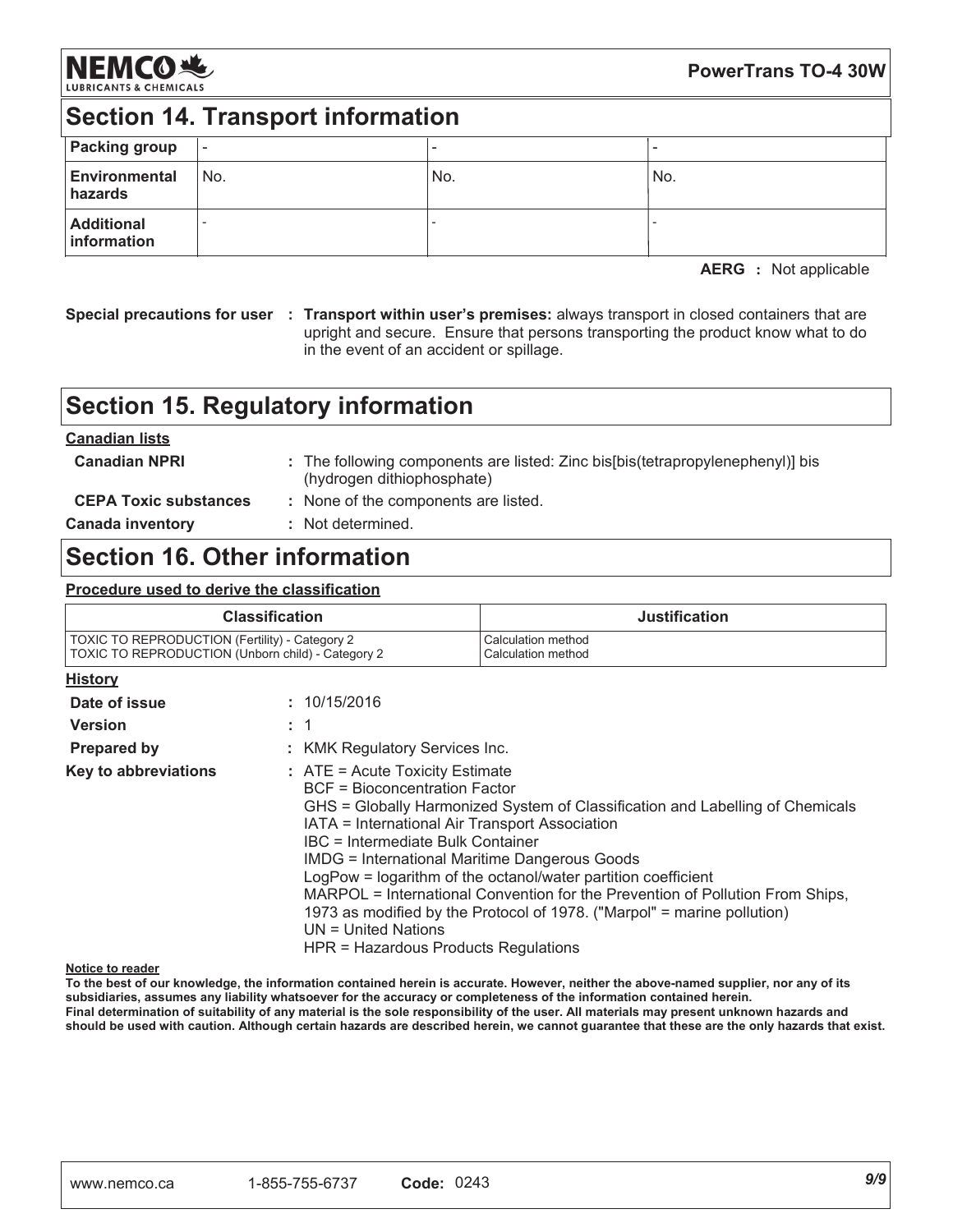## Section 14. Transport information

| | | | |
|---|---|---|---|
| **Packing group** | - | - | - |
| **Environmental hazards** | No. | No. | No. |
| **Additional information** | - | - | - |

**AERG :** Not applicable

**Special precautions for user :** **Transport within user's premises:** always transport in closed containers that are upright and secure. Ensure that persons transporting the product know what to do in the event of an accident or spillage.

## Section 15. Regulatory information

**Canadian lists**

**Canadian NPRI :** The following components are listed: Zinc bis[bis(tetrapropylenephenyl)] bis (hydrogen dithiophosphate)

**CEPA Toxic substances :** None of the components are listed.

**Canada inventory :** Not determined.

## Section 16. Other information

**Procedure used to derive the classification**

| Classification | Justification |
|---|---|
| TOXIC TO REPRODUCTION (Fertility) - Category 2<br>TOXIC TO REPRODUCTION (Unborn child) - Category 2 | Calculation method<br>Calculation method |

**History**

**Date of issue :** 10/15/2016

**Version :** 1

**Prepared by :** KMK Regulatory Services Inc.

**Key to abbreviations :** ATE = Acute Toxicity Estimate
BCF = Bioconcentration Factor
GHS = Globally Harmonized System of Classification and Labelling of Chemicals
IATA = International Air Transport Association
IBC = Intermediate Bulk Container
IMDG = International Maritime Dangerous Goods
LogPow = logarithm of the octanol/water partition coefficient
MARPOL = International Convention for the Prevention of Pollution From Ships, 1973 as modified by the Protocol of 1978. ("Marpol" = marine pollution)
UN = United Nations
HPR = Hazardous Products Regulations

**Notice to reader**

**To the best of our knowledge, the information contained herein is accurate. However, neither the above-named supplier, nor any of its subsidiaries, assumes any liability whatsoever for the accuracy or completeness of the information contained herein.**
**Final determination of suitability of any material is the sole responsibility of the user. All materials may present unknown hazards and should be used with caution. Although certain hazards are described herein, we cannot guarantee that these are the only hazards that exist.**